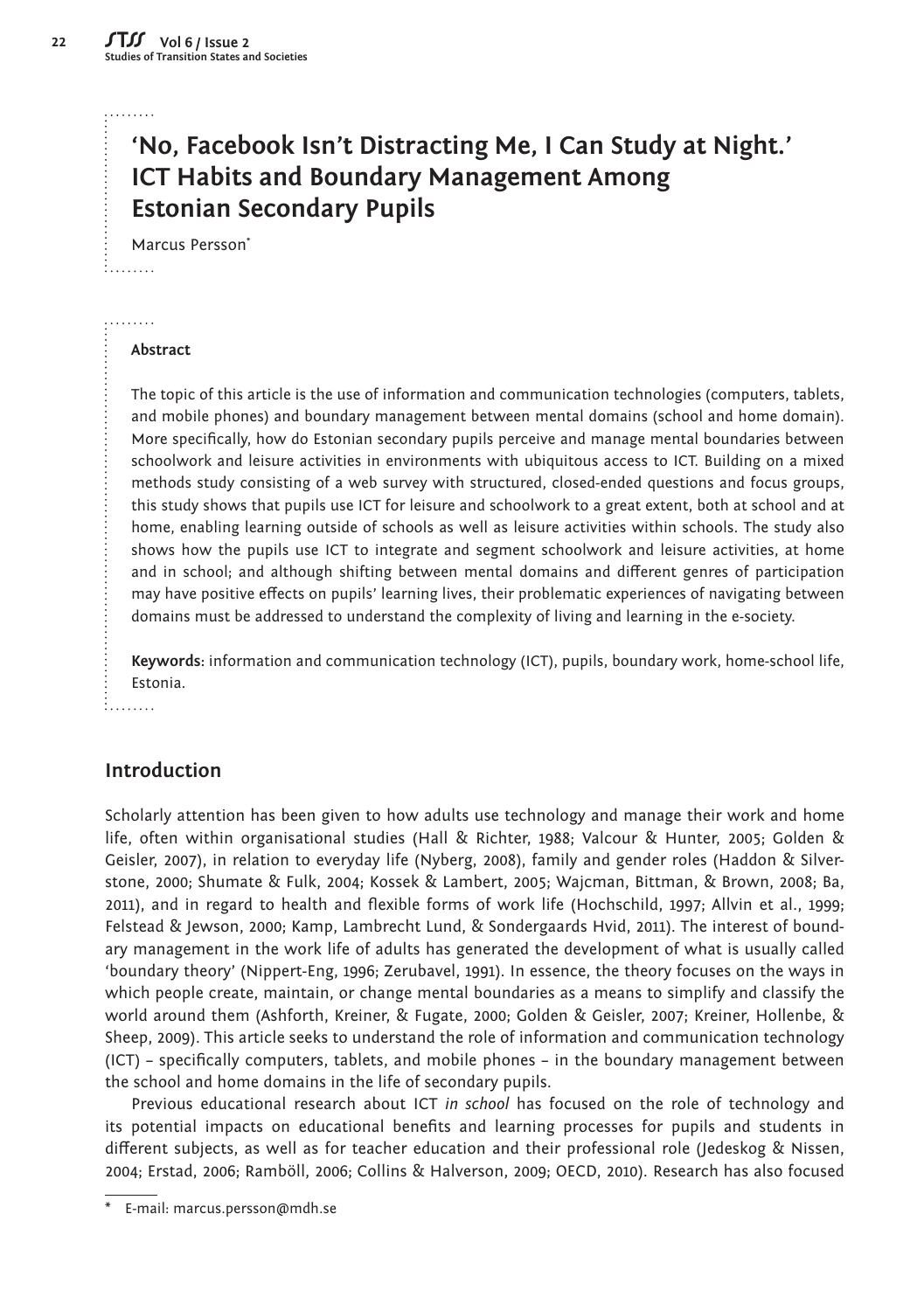# 'No, Facebook Isn't Distracting Me, I Can Study at Night.' ICT Habits and Boundary Management Among Estonian Secondary Pupils

Marcus Persson*

**Abstract**

The topic of this article is the use of information and communication technologies (computers, tablets, and mobile phones) and boundary management between mental domains (school and home domain). More specifically, how do Estonian secondary pupils perceive and manage mental boundaries between schoolwork and leisure activities in environments with ubiquitous access to ICT. Building on a mixed methods study consisting of a web survey with structured, closed-ended questions and focus groups, this study shows that pupils use ICT for leisure and schoolwork to a great extent, both at school and at home, enabling learning outside of schools as well as leisure activities within schools. The study also shows how the pupils use ICT to integrate and segment schoolwork and leisure activities, at home and in school; and although shifting between mental domains and different genres of participation may have positive effects on pupils' learning lives, their problematic experiences of navigating between domains must be addressed to understand the complexity of living and learning in the e-society.

**Keywords:** information and communication technology (ICT), pupils, boundary work, home-school life, Estonia.

## Introduction

Scholarly attention has been given to how adults use technology and manage their work and home life, often within organisational studies (Hall & Richter, 1988; Valcour & Hunter, 2005; Golden & Geisler, 2007), in relation to everyday life (Nyberg, 2008), family and gender roles (Haddon & Silverstone, 2000; Shumate & Fulk, 2004; Kossek & Lambert, 2005; Wajcman, Bittman, & Brown, 2008; Ba, 2011), and in regard to health and flexible forms of work life (Hochschild, 1997; Allvin et al., 1999; Felstead & Jewson, 2000; Kamp, Lambrecht Lund, & Sondergaards Hvid, 2011). The interest of boundary management in the work life of adults has generated the development of what is usually called 'boundary theory' (Nippert-Eng, 1996; Zerubavel, 1991). In essence, the theory focuses on the ways in which people create, maintain, or change mental boundaries as a means to simplify and classify the world around them (Ashforth, Kreiner, & Fugate, 2000; Golden & Geisler, 2007; Kreiner, Hollenbe, & Sheep, 2009). This article seeks to understand the role of information and communication technology (ICT) – specifically computers, tablets, and mobile phones – in the boundary management between the school and home domains in the life of secondary pupils.

Previous educational research about ICT *in school* has focused on the role of technology and its potential impacts on educational benefits and learning processes for pupils and students in different subjects, as well as for teacher education and their professional role (Jedeskog & Nissen, 2004; Erstad, 2006; Ramböll, 2006; Collins & Halverson, 2009; OECD, 2010). Research has also focused

---

\* E-mail: marcus.persson@mdh.se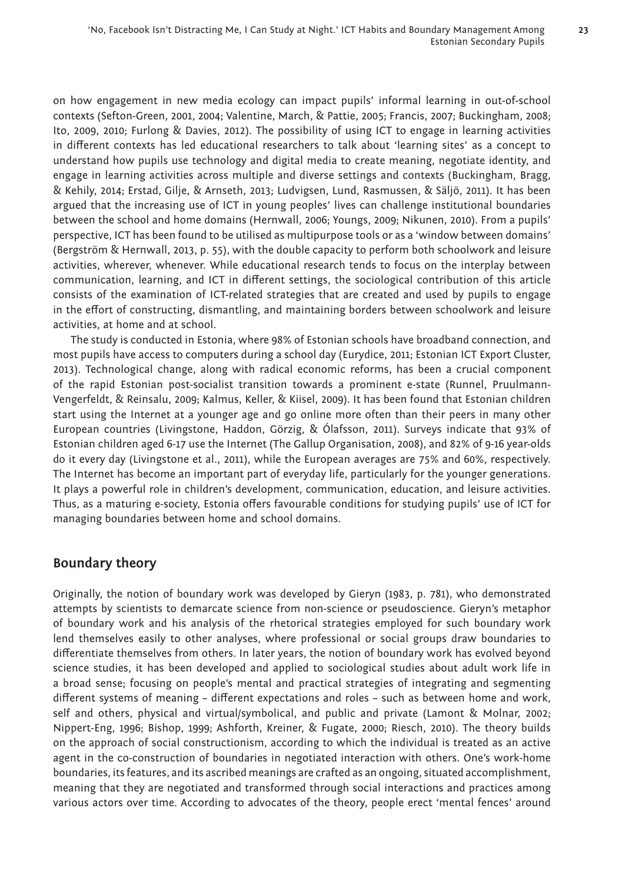on how engagement in new media ecology can impact pupils' informal learning in out-of-school contexts (Sefton-Green, 2001, 2004; Valentine, March, & Pattie, 2005; Francis, 2007; Buckingham, 2008; Ito, 2009, 2010; Furlong & Davies, 2012). The possibility of using ICT to engage in learning activities in different contexts has led educational researchers to talk about 'learning sites' as a concept to understand how pupils use technology and digital media to create meaning, negotiate identity, and engage in learning activities across multiple and diverse settings and contexts (Buckingham, Bragg, & Kehily, 2014; Erstad, Gilje, & Arnseth, 2013; Ludvigsen, Lund, Rasmussen, & Säljö, 2011). It has been argued that the increasing use of ICT in young peoples' lives can challenge institutional boundaries between the school and home domains (Hernwall, 2006; Youngs, 2009; Nikunen, 2010). From a pupils' perspective, ICT has been found to be utilised as multipurpose tools or as a 'window between domains' (Bergström & Hernwall, 2013, p. 55), with the double capacity to perform both schoolwork and leisure activities, wherever, whenever. While educational research tends to focus on the interplay between communication, learning, and ICT in different settings, the sociological contribution of this article consists of the examination of ICT-related strategies that are created and used by pupils to engage in the effort of constructing, dismantling, and maintaining borders between schoolwork and leisure activities, at home and at school.

The study is conducted in Estonia, where 98% of Estonian schools have broadband connection, and most pupils have access to computers during a school day (Eurydice, 2011; Estonian ICT Export Cluster, 2013). Technological change, along with radical economic reforms, has been a crucial component of the rapid Estonian post-socialist transition towards a prominent e-state (Runnel, Pruulmann-Vengerfeldt, & Reinsalu, 2009; Kalmus, Keller, & Kiisel, 2009). It has been found that Estonian children start using the Internet at a younger age and go online more often than their peers in many other European countries (Livingstone, Haddon, Görzig, & Ólafsson, 2011). Surveys indicate that 93% of Estonian children aged 6-17 use the Internet (The Gallup Organisation, 2008), and 82% of 9-16 year-olds do it every day (Livingstone et al., 2011), while the European averages are 75% and 60%, respectively. The Internet has become an important part of everyday life, particularly for the younger generations. It plays a powerful role in children's development, communication, education, and leisure activities. Thus, as a maturing e-society, Estonia offers favourable conditions for studying pupils' use of ICT for managing boundaries between home and school domains.

## Boundary theory

Originally, the notion of boundary work was developed by Gieryn (1983, p. 781), who demonstrated attempts by scientists to demarcate science from non-science or pseudoscience. Gieryn's metaphor of boundary work and his analysis of the rhetorical strategies employed for such boundary work lend themselves easily to other analyses, where professional or social groups draw boundaries to differentiate themselves from others. In later years, the notion of boundary work has evolved beyond science studies, it has been developed and applied to sociological studies about adult work life in a broad sense; focusing on people's mental and practical strategies of integrating and segmenting different systems of meaning – different expectations and roles – such as between home and work, self and others, physical and virtual/symbolical, and public and private (Lamont & Molnar, 2002; Nippert-Eng, 1996; Bishop, 1999; Ashforth, Kreiner, & Fugate, 2000; Riesch, 2010). The theory builds on the approach of social constructionism, according to which the individual is treated as an active agent in the co-construction of boundaries in negotiated interaction with others. One's work-home boundaries, its features, and its ascribed meanings are crafted as an ongoing, situated accomplishment, meaning that they are negotiated and transformed through social interactions and practices among various actors over time. According to advocates of the theory, people erect 'mental fences' around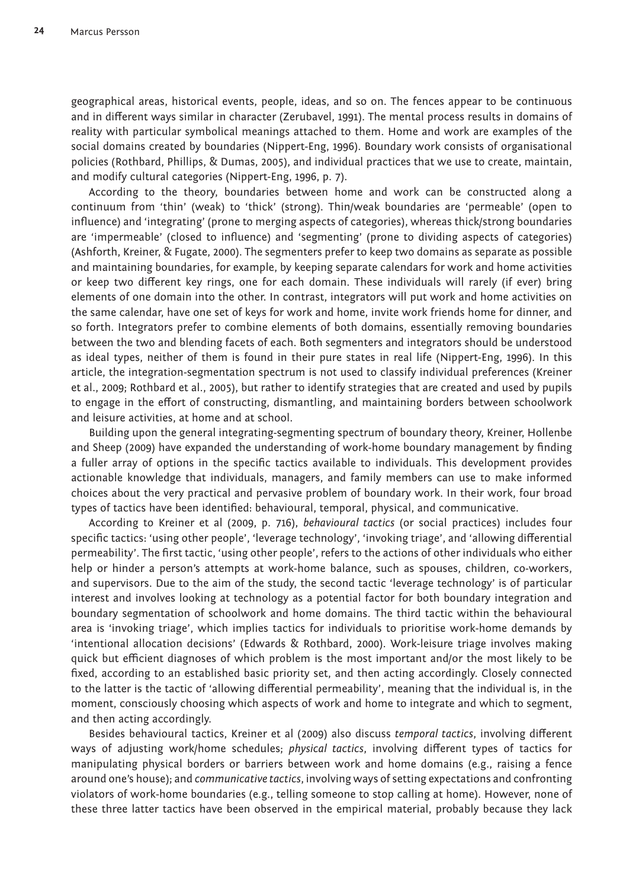geographical areas, historical events, people, ideas, and so on. The fences appear to be continuous and in different ways similar in character (Zerubavel, 1991). The mental process results in domains of reality with particular symbolical meanings attached to them. Home and work are examples of the social domains created by boundaries (Nippert-Eng, 1996). Boundary work consists of organisational policies (Rothbard, Phillips, & Dumas, 2005), and individual practices that we use to create, maintain, and modify cultural categories (Nippert-Eng, 1996, p. 7).

According to the theory, boundaries between home and work can be constructed along a continuum from 'thin' (weak) to 'thick' (strong). Thin/weak boundaries are 'permeable' (open to influence) and 'integrating' (prone to merging aspects of categories), whereas thick/strong boundaries are 'impermeable' (closed to influence) and 'segmenting' (prone to dividing aspects of categories) (Ashforth, Kreiner, & Fugate, 2000). The segmenters prefer to keep two domains as separate as possible and maintaining boundaries, for example, by keeping separate calendars for work and home activities or keep two different key rings, one for each domain. These individuals will rarely (if ever) bring elements of one domain into the other. In contrast, integrators will put work and home activities on the same calendar, have one set of keys for work and home, invite work friends home for dinner, and so forth. Integrators prefer to combine elements of both domains, essentially removing boundaries between the two and blending facets of each. Both segmenters and integrators should be understood as ideal types, neither of them is found in their pure states in real life (Nippert-Eng, 1996). In this article, the integration-segmentation spectrum is not used to classify individual preferences (Kreiner et al., 2009; Rothbard et al., 2005), but rather to identify strategies that are created and used by pupils to engage in the effort of constructing, dismantling, and maintaining borders between schoolwork and leisure activities, at home and at school.

Building upon the general integrating-segmenting spectrum of boundary theory, Kreiner, Hollenbe and Sheep (2009) have expanded the understanding of work-home boundary management by finding a fuller array of options in the specific tactics available to individuals. This development provides actionable knowledge that individuals, managers, and family members can use to make informed choices about the very practical and pervasive problem of boundary work. In their work, four broad types of tactics have been identified: behavioural, temporal, physical, and communicative.

According to Kreiner et al (2009, p. 716), *behavioural tactics* (or social practices) includes four specific tactics: 'using other people', 'leverage technology', 'invoking triage', and 'allowing differential permeability'. The first tactic, 'using other people', refers to the actions of other individuals who either help or hinder a person's attempts at work-home balance, such as spouses, children, co-workers, and supervisors. Due to the aim of the study, the second tactic 'leverage technology' is of particular interest and involves looking at technology as a potential factor for both boundary integration and boundary segmentation of schoolwork and home domains. The third tactic within the behavioural area is 'invoking triage', which implies tactics for individuals to prioritise work-home demands by 'intentional allocation decisions' (Edwards & Rothbard, 2000). Work-leisure triage involves making quick but efficient diagnoses of which problem is the most important and/or the most likely to be fixed, according to an established basic priority set, and then acting accordingly. Closely connected to the latter is the tactic of 'allowing differential permeability', meaning that the individual is, in the moment, consciously choosing which aspects of work and home to integrate and which to segment, and then acting accordingly.

Besides behavioural tactics, Kreiner et al (2009) also discuss *temporal tactics*, involving different ways of adjusting work/home schedules; *physical tactics*, involving different types of tactics for manipulating physical borders or barriers between work and home domains (e.g., raising a fence around one's house); and *communicative tactics*, involving ways of setting expectations and confronting violators of work-home boundaries (e.g., telling someone to stop calling at home). However, none of these three latter tactics have been observed in the empirical material, probably because they lack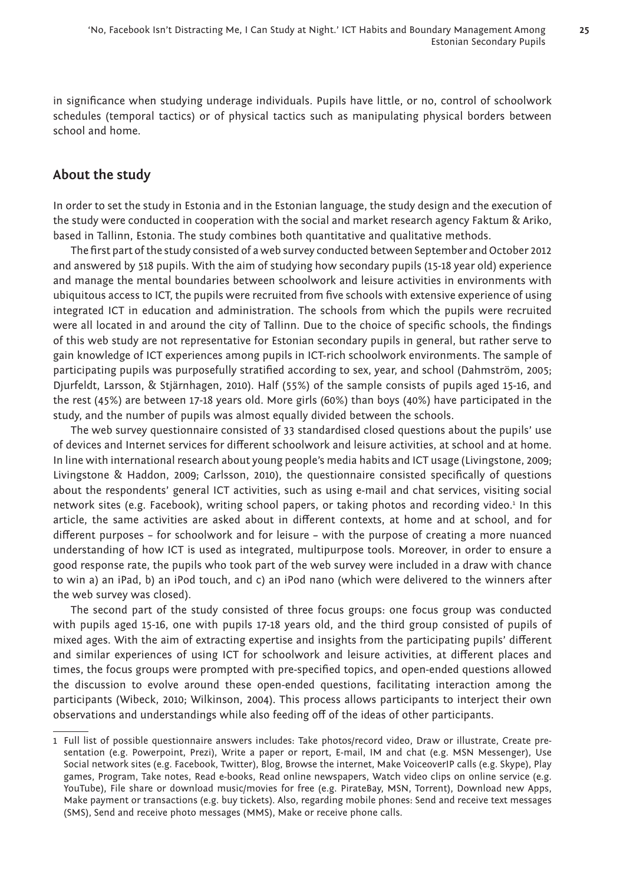in significance when studying underage individuals. Pupils have little, or no, control of schoolwork schedules (temporal tactics) or of physical tactics such as manipulating physical borders between school and home.

## About the study

In order to set the study in Estonia and in the Estonian language, the study design and the execution of the study were conducted in cooperation with the social and market research agency Faktum & Ariko, based in Tallinn, Estonia. The study combines both quantitative and qualitative methods.

The first part of the study consisted of a web survey conducted between September and October 2012 and answered by 518 pupils. With the aim of studying how secondary pupils (15-18 year old) experience and manage the mental boundaries between schoolwork and leisure activities in environments with ubiquitous access to ICT, the pupils were recruited from five schools with extensive experience of using integrated ICT in education and administration. The schools from which the pupils were recruited were all located in and around the city of Tallinn. Due to the choice of specific schools, the findings of this web study are not representative for Estonian secondary pupils in general, but rather serve to gain knowledge of ICT experiences among pupils in ICT-rich schoolwork environments. The sample of participating pupils was purposefully stratified according to sex, year, and school (Dahmström, 2005; Djurfeldt, Larsson, & Stjärnhagen, 2010). Half (55%) of the sample consists of pupils aged 15-16, and the rest (45%) are between 17-18 years old. More girls (60%) than boys (40%) have participated in the study, and the number of pupils was almost equally divided between the schools.

The web survey questionnaire consisted of 33 standardised closed questions about the pupils' use of devices and Internet services for different schoolwork and leisure activities, at school and at home. In line with international research about young people's media habits and ICT usage (Livingstone, 2009; Livingstone & Haddon, 2009; Carlsson, 2010), the questionnaire consisted specifically of questions about the respondents' general ICT activities, such as using e-mail and chat services, visiting social network sites (e.g. Facebook), writing school papers, or taking photos and recording video.[1] In this article, the same activities are asked about in different contexts, at home and at school, and for different purposes – for schoolwork and for leisure – with the purpose of creating a more nuanced understanding of how ICT is used as integrated, multipurpose tools. Moreover, in order to ensure a good response rate, the pupils who took part of the web survey were included in a draw with chance to win a) an iPad, b) an iPod touch, and c) an iPod nano (which were delivered to the winners after the web survey was closed).

The second part of the study consisted of three focus groups: one focus group was conducted with pupils aged 15-16, one with pupils 17-18 years old, and the third group consisted of pupils of mixed ages. With the aim of extracting expertise and insights from the participating pupils' different and similar experiences of using ICT for schoolwork and leisure activities, at different places and times, the focus groups were prompted with pre-specified topics, and open-ended questions allowed the discussion to evolve around these open-ended questions, facilitating interaction among the participants (Wibeck, 2010; Wilkinson, 2004). This process allows participants to interject their own observations and understandings while also feeding off of the ideas of other participants.

---

1 Full list of possible questionnaire answers includes: Take photos/record video, Draw or illustrate, Create presentation (e.g. Powerpoint, Prezi), Write a paper or report, E-mail, IM and chat (e.g. MSN Messenger), Use Social network sites (e.g. Facebook, Twitter), Blog, Browse the internet, Make VoiceoverIP calls (e.g. Skype), Play games, Program, Take notes, Read e-books, Read online newspapers, Watch video clips on online service (e.g. YouTube), File share or download music/movies for free (e.g. PirateBay, MSN, Torrent), Download new Apps, Make payment or transactions (e.g. buy tickets). Also, regarding mobile phones: Send and receive text messages (SMS), Send and receive photo messages (MMS), Make or receive phone calls.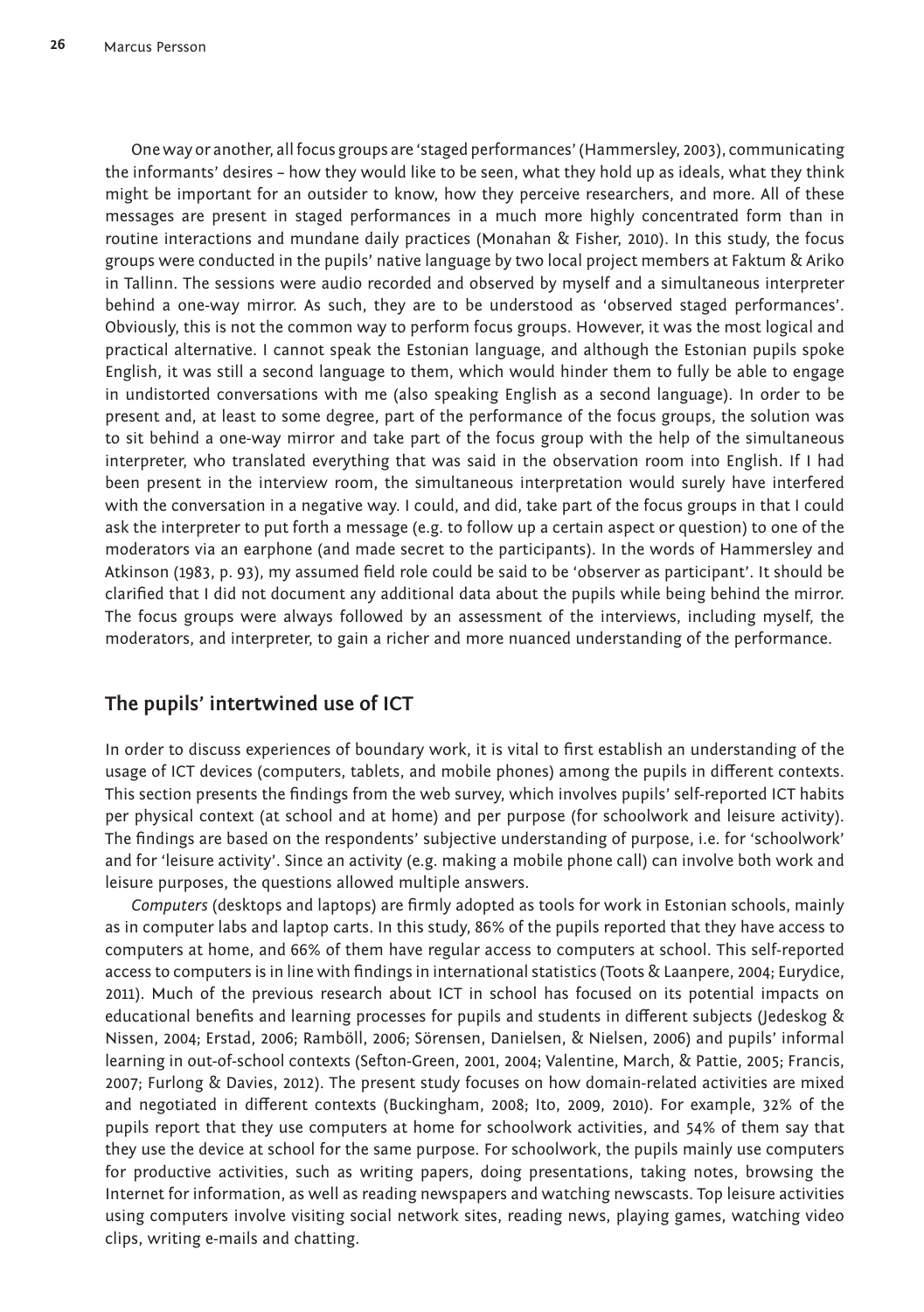One way or another, all focus groups are 'staged performances' (Hammersley, 2003), communicating the informants' desires – how they would like to be seen, what they hold up as ideals, what they think might be important for an outsider to know, how they perceive researchers, and more. All of these messages are present in staged performances in a much more highly concentrated form than in routine interactions and mundane daily practices (Monahan & Fisher, 2010). In this study, the focus groups were conducted in the pupils' native language by two local project members at Faktum & Ariko in Tallinn. The sessions were audio recorded and observed by myself and a simultaneous interpreter behind a one-way mirror. As such, they are to be understood as 'observed staged performances'. Obviously, this is not the common way to perform focus groups. However, it was the most logical and practical alternative. I cannot speak the Estonian language, and although the Estonian pupils spoke English, it was still a second language to them, which would hinder them to fully be able to engage in undistorted conversations with me (also speaking English as a second language). In order to be present and, at least to some degree, part of the performance of the focus groups, the solution was to sit behind a one-way mirror and take part of the focus group with the help of the simultaneous interpreter, who translated everything that was said in the observation room into English. If I had been present in the interview room, the simultaneous interpretation would surely have interfered with the conversation in a negative way. I could, and did, take part of the focus groups in that I could ask the interpreter to put forth a message (e.g. to follow up a certain aspect or question) to one of the moderators via an earphone (and made secret to the participants). In the words of Hammersley and Atkinson (1983, p. 93), my assumed field role could be said to be 'observer as participant'. It should be clarified that I did not document any additional data about the pupils while being behind the mirror. The focus groups were always followed by an assessment of the interviews, including myself, the moderators, and interpreter, to gain a richer and more nuanced understanding of the performance.

## The pupils' intertwined use of ICT

In order to discuss experiences of boundary work, it is vital to first establish an understanding of the usage of ICT devices (computers, tablets, and mobile phones) among the pupils in different contexts. This section presents the findings from the web survey, which involves pupils' self-reported ICT habits per physical context (at school and at home) and per purpose (for schoolwork and leisure activity). The findings are based on the respondents' subjective understanding of purpose, i.e. for 'schoolwork' and for 'leisure activity'. Since an activity (e.g. making a mobile phone call) can involve both work and leisure purposes, the questions allowed multiple answers.

*Computers* (desktops and laptops) are firmly adopted as tools for work in Estonian schools, mainly as in computer labs and laptop carts. In this study, 86% of the pupils reported that they have access to computers at home, and 66% of them have regular access to computers at school. This self-reported access to computers is in line with findings in international statistics (Toots & Laanpere, 2004; Eurydice, 2011). Much of the previous research about ICT in school has focused on its potential impacts on educational benefits and learning processes for pupils and students in different subjects (Jedeskog & Nissen, 2004; Erstad, 2006; Ramböll, 2006; Sörensen, Danielsen, & Nielsen, 2006) and pupils' informal learning in out-of-school contexts (Sefton-Green, 2001, 2004; Valentine, March, & Pattie, 2005; Francis, 2007; Furlong & Davies, 2012). The present study focuses on how domain-related activities are mixed and negotiated in different contexts (Buckingham, 2008; Ito, 2009, 2010). For example, 32% of the pupils report that they use computers at home for schoolwork activities, and 54% of them say that they use the device at school for the same purpose. For schoolwork, the pupils mainly use computers for productive activities, such as writing papers, doing presentations, taking notes, browsing the Internet for information, as well as reading newspapers and watching newscasts. Top leisure activities using computers involve visiting social network sites, reading news, playing games, watching video clips, writing e-mails and chatting.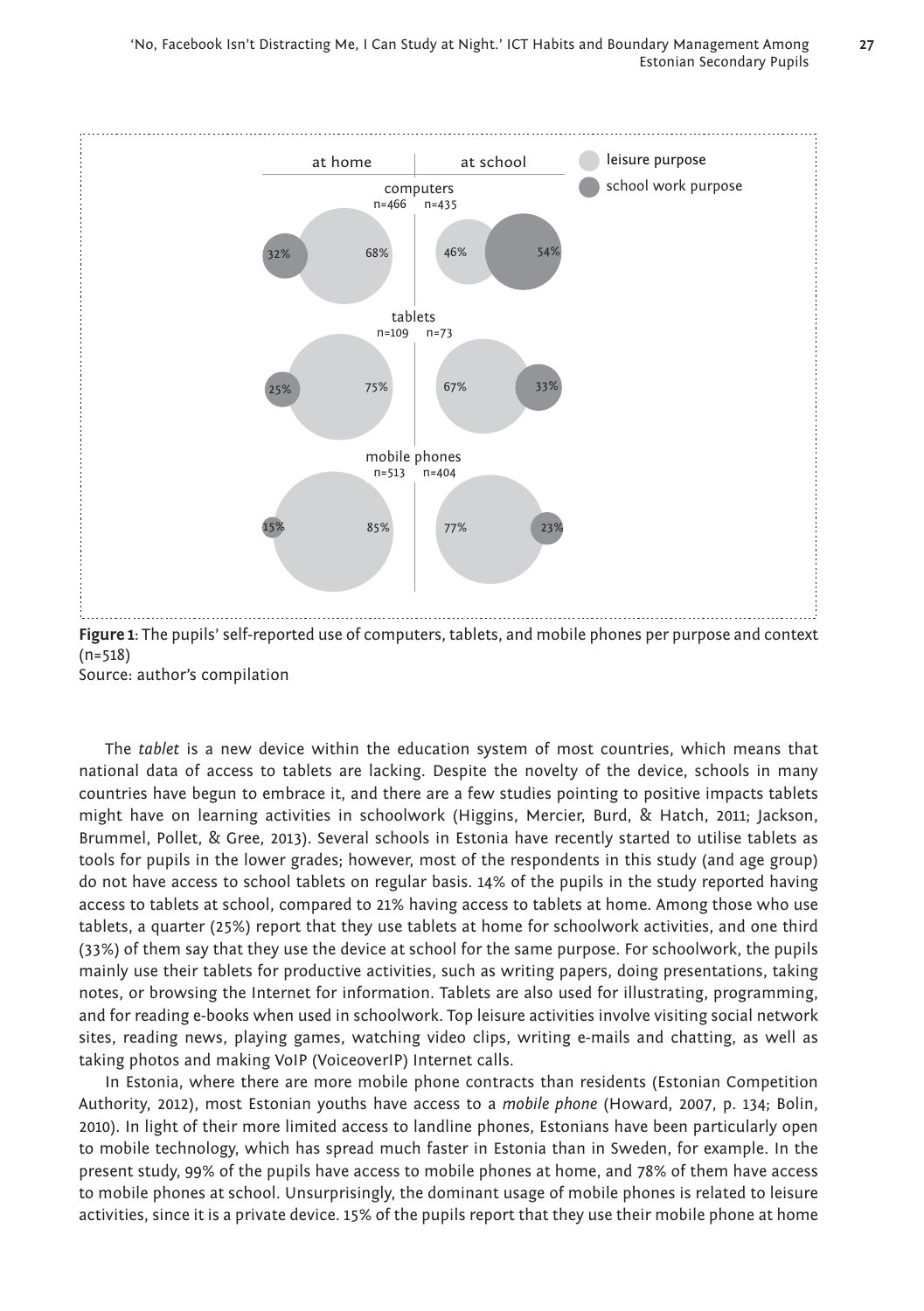**Figure 1**: The pupils' self-reported use of computers, tablets, and mobile phones per purpose and context (n=518)
Source: author's compilation

The *tablet* is a new device within the education system of most countries, which means that national data of access to tablets are lacking. Despite the novelty of the device, schools in many countries have begun to embrace it, and there are a few studies pointing to positive impacts tablets might have on learning activities in schoolwork (Higgins, Mercier, Burd, & Hatch, 2011; Jackson, Brummel, Pollet, & Gree, 2013). Several schools in Estonia have recently started to utilise tablets as tools for pupils in the lower grades; however, most of the respondents in this study (and age group) do not have access to school tablets on regular basis. 14% of the pupils in the study reported having access to tablets at school, compared to 21% having access to tablets at home. Among those who use tablets, a quarter (25%) report that they use tablets at home for schoolwork activities, and one third (33%) of them say that they use the device at school for the same purpose. For schoolwork, the pupils mainly use their tablets for productive activities, such as writing papers, doing presentations, taking notes, or browsing the Internet for information. Tablets are also used for illustrating, programming, and for reading e-books when used in schoolwork. Top leisure activities involve visiting social network sites, reading news, playing games, watching video clips, writing e-mails and chatting, as well as taking photos and making VoIP (VoiceoverIP) Internet calls.

In Estonia, where there are more mobile phone contracts than residents (Estonian Competition Authority, 2012), most Estonian youths have access to a *mobile phone* (Howard, 2007, p. 134; Bolin, 2010). In light of their more limited access to landline phones, Estonians have been particularly open to mobile technology, which has spread much faster in Estonia than in Sweden, for example. In the present study, 99% of the pupils have access to mobile phones at home, and 78% of them have access to mobile phones at school. Unsurprisingly, the dominant usage of mobile phones is related to leisure activities, since it is a private device. 15% of the pupils report that they use their mobile phone at home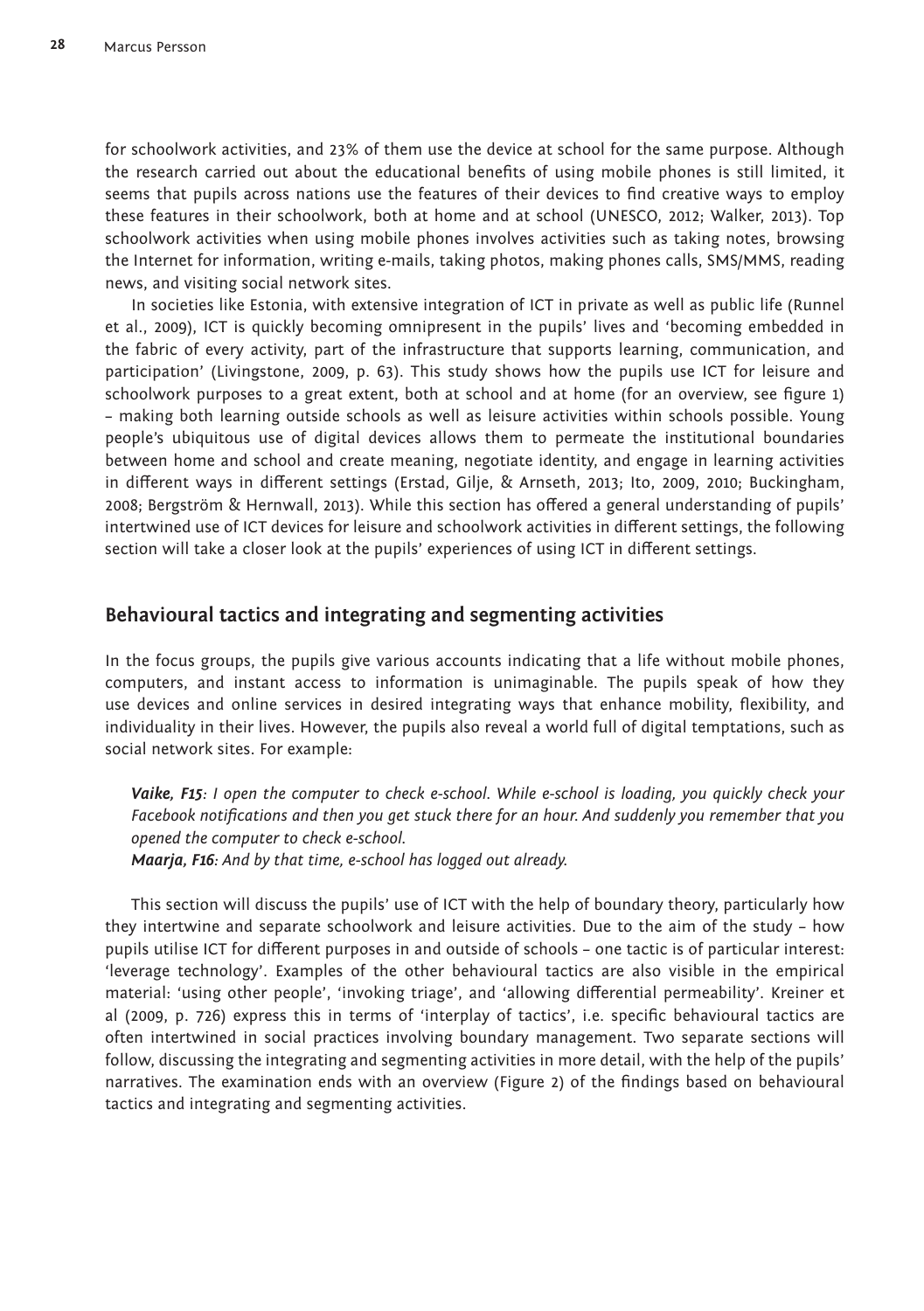for schoolwork activities, and 23% of them use the device at school for the same purpose. Although the research carried out about the educational benefits of using mobile phones is still limited, it seems that pupils across nations use the features of their devices to find creative ways to employ these features in their schoolwork, both at home and at school (UNESCO, 2012; Walker, 2013). Top schoolwork activities when using mobile phones involves activities such as taking notes, browsing the Internet for information, writing e-mails, taking photos, making phones calls, SMS/MMS, reading news, and visiting social network sites.

In societies like Estonia, with extensive integration of ICT in private as well as public life (Runnel et al., 2009), ICT is quickly becoming omnipresent in the pupils' lives and 'becoming embedded in the fabric of every activity, part of the infrastructure that supports learning, communication, and participation' (Livingstone, 2009, p. 63). This study shows how the pupils use ICT for leisure and schoolwork purposes to a great extent, both at school and at home (for an overview, see figure 1) – making both learning outside schools as well as leisure activities within schools possible. Young people's ubiquitous use of digital devices allows them to permeate the institutional boundaries between home and school and create meaning, negotiate identity, and engage in learning activities in different ways in different settings (Erstad, Gilje, & Arnseth, 2013; Ito, 2009, 2010; Buckingham, 2008; Bergström & Hernwall, 2013). While this section has offered a general understanding of pupils' intertwined use of ICT devices for leisure and schoolwork activities in different settings, the following section will take a closer look at the pupils' experiences of using ICT in different settings.

## Behavioural tactics and integrating and segmenting activities

In the focus groups, the pupils give various accounts indicating that a life without mobile phones, computers, and instant access to information is unimaginable. The pupils speak of how they use devices and online services in desired integrating ways that enhance mobility, flexibility, and individuality in their lives. However, the pupils also reveal a world full of digital temptations, such as social network sites. For example:

> ***Vaike, F15****: I open the computer to check e-school. While e-school is loading, you quickly check your Facebook notifications and then you get stuck there for an hour. And suddenly you remember that you opened the computer to check e-school.*
> ***Maarja, F16****: And by that time, e-school has logged out already.*

This section will discuss the pupils' use of ICT with the help of boundary theory, particularly how they intertwine and separate schoolwork and leisure activities. Due to the aim of the study – how pupils utilise ICT for different purposes in and outside of schools – one tactic is of particular interest: 'leverage technology'. Examples of the other behavioural tactics are also visible in the empirical material: 'using other people', 'invoking triage', and 'allowing differential permeability'. Kreiner et al (2009, p. 726) express this in terms of 'interplay of tactics', i.e. specific behavioural tactics are often intertwined in social practices involving boundary management. Two separate sections will follow, discussing the integrating and segmenting activities in more detail, with the help of the pupils' narratives. The examination ends with an overview (Figure 2) of the findings based on behavioural tactics and integrating and segmenting activities.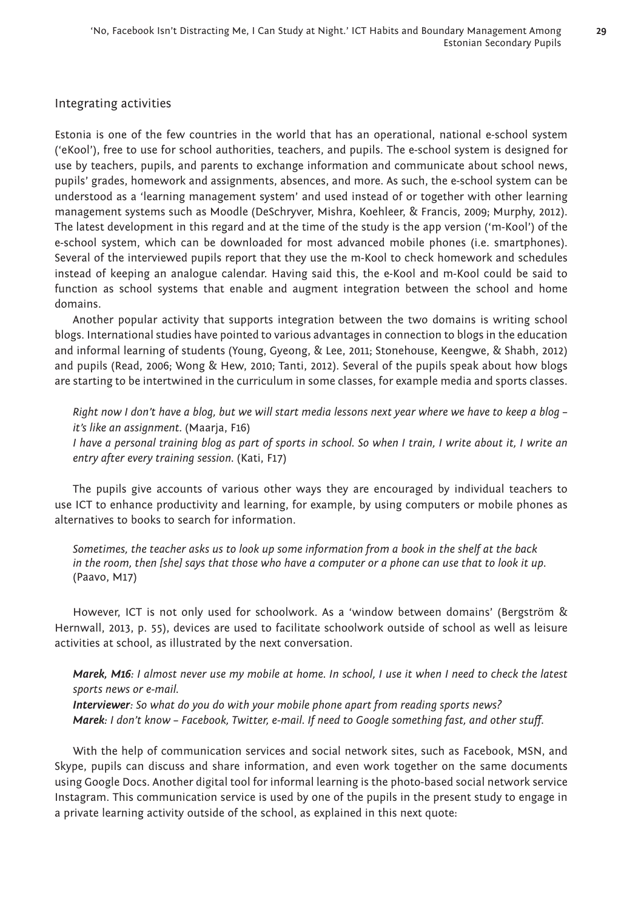## Integrating activities

Estonia is one of the few countries in the world that has an operational, national e-school system ('eKool'), free to use for school authorities, teachers, and pupils. The e-school system is designed for use by teachers, pupils, and parents to exchange information and communicate about school news, pupils' grades, homework and assignments, absences, and more. As such, the e-school system can be understood as a 'learning management system' and used instead of or together with other learning management systems such as Moodle (DeSchryver, Mishra, Koehleer, & Francis, 2009; Murphy, 2012). The latest development in this regard and at the time of the study is the app version ('m-Kool') of the e-school system, which can be downloaded for most advanced mobile phones (i.e. smartphones). Several of the interviewed pupils report that they use the m-Kool to check homework and schedules instead of keeping an analogue calendar. Having said this, the e-Kool and m-Kool could be said to function as school systems that enable and augment integration between the school and home domains.

Another popular activity that supports integration between the two domains is writing school blogs. International studies have pointed to various advantages in connection to blogs in the education and informal learning of students (Young, Gyeong, & Lee, 2011; Stonehouse, Keengwe, & Shabh, 2012) and pupils (Read, 2006; Wong & Hew, 2010; Tanti, 2012). Several of the pupils speak about how blogs are starting to be intertwined in the curriculum in some classes, for example media and sports classes.

> *Right now I don't have a blog, but we will start media lessons next year where we have to keep a blog – it's like an assignment.* (Maarja, F16)
> *I have a personal training blog as part of sports in school. So when I train, I write about it, I write an entry after every training session.* (Kati, F17)

The pupils give accounts of various other ways they are encouraged by individual teachers to use ICT to enhance productivity and learning, for example, by using computers or mobile phones as alternatives to books to search for information.

> *Sometimes, the teacher asks us to look up some information from a book in the shelf at the back in the room, then [she] says that those who have a computer or a phone can use that to look it up.* (Paavo, M17)

However, ICT is not only used for schoolwork. As a 'window between domains' (Bergström & Hernwall, 2013, p. 55), devices are used to facilitate schoolwork outside of school as well as leisure activities at school, as illustrated by the next conversation.

> ***Marek, M16****: I almost never use my mobile at home. In school, I use it when I need to check the latest sports news or e-mail.*
> ***Interviewer****: So what do you do with your mobile phone apart from reading sports news?*
> ***Marek****: I don't know – Facebook, Twitter, e-mail. If need to Google something fast, and other stuff.*

With the help of communication services and social network sites, such as Facebook, MSN, and Skype, pupils can discuss and share information, and even work together on the same documents using Google Docs. Another digital tool for informal learning is the photo-based social network service Instagram. This communication service is used by one of the pupils in the present study to engage in a private learning activity outside of the school, as explained in this next quote: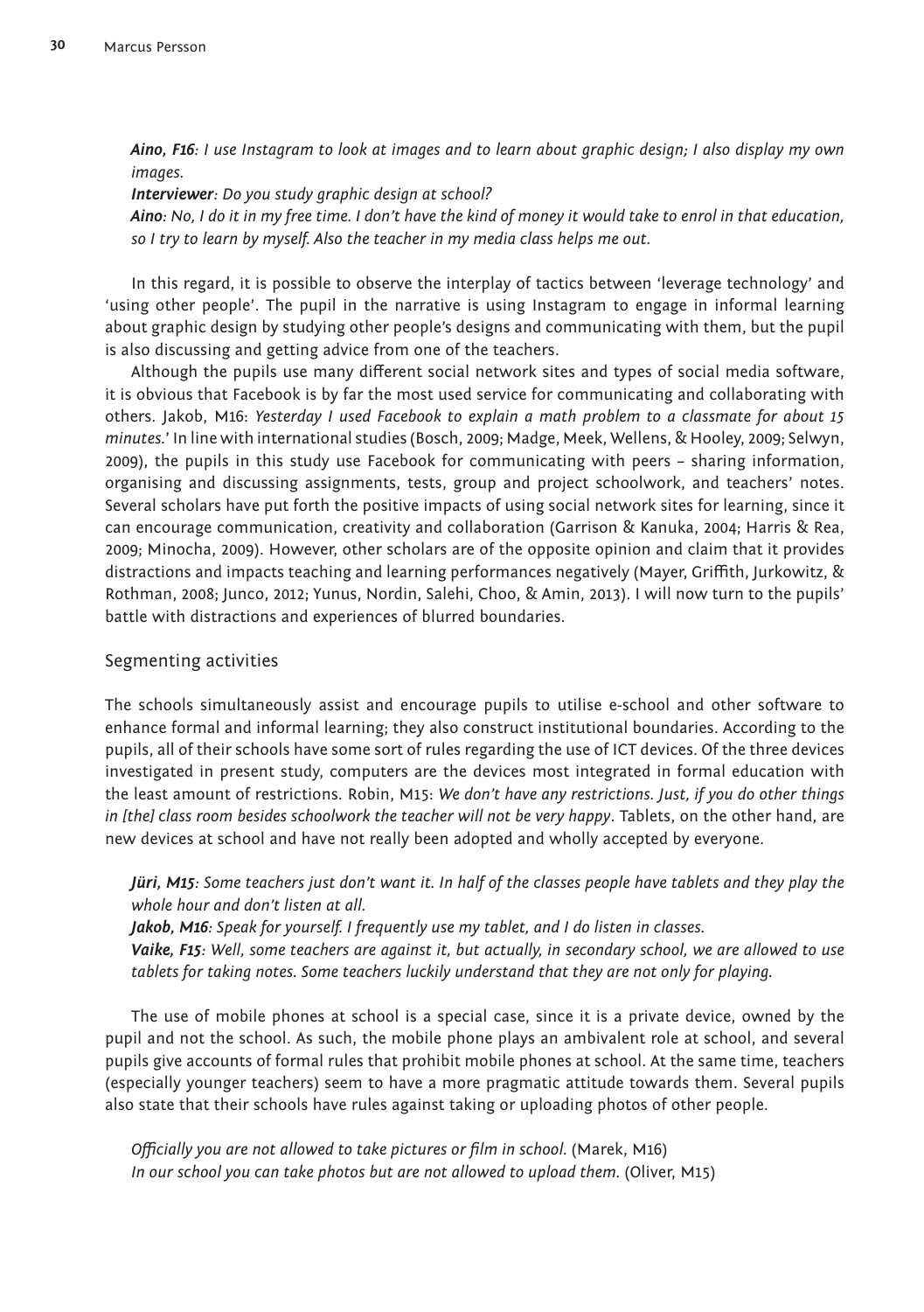***Aino, F16***: *I use Instagram to look at images and to learn about graphic design; I also display my own images.*

***Interviewer***: *Do you study graphic design at school?*

***Aino***: *No, I do it in my free time. I don't have the kind of money it would take to enrol in that education, so I try to learn by myself. Also the teacher in my media class helps me out.*

In this regard, it is possible to observe the interplay of tactics between 'leverage technology' and 'using other people'. The pupil in the narrative is using Instagram to engage in informal learning about graphic design by studying other people's designs and communicating with them, but the pupil is also discussing and getting advice from one of the teachers.

Although the pupils use many different social network sites and types of social media software, it is obvious that Facebook is by far the most used service for communicating and collaborating with others. Jakob, M16: *Yesterday I used Facebook to explain a math problem to a classmate for about 15 minutes*.' In line with international studies (Bosch, 2009; Madge, Meek, Wellens, & Hooley, 2009; Selwyn, 2009), the pupils in this study use Facebook for communicating with peers – sharing information, organising and discussing assignments, tests, group and project schoolwork, and teachers' notes. Several scholars have put forth the positive impacts of using social network sites for learning, since it can encourage communication, creativity and collaboration (Garrison & Kanuka, 2004; Harris & Rea, 2009; Minocha, 2009). However, other scholars are of the opposite opinion and claim that it provides distractions and impacts teaching and learning performances negatively (Mayer, Griffith, Jurkowitz, & Rothman, 2008; Junco, 2012; Yunus, Nordin, Salehi, Choo, & Amin, 2013). I will now turn to the pupils' battle with distractions and experiences of blurred boundaries.

## Segmenting activities

The schools simultaneously assist and encourage pupils to utilise e-school and other software to enhance formal and informal learning; they also construct institutional boundaries. According to the pupils, all of their schools have some sort of rules regarding the use of ICT devices. Of the three devices investigated in present study, computers are the devices most integrated in formal education with the least amount of restrictions. Robin, M15: *We don't have any restrictions. Just, if you do other things in [the] class room besides schoolwork the teacher will not be very happy*. Tablets, on the other hand, are new devices at school and have not really been adopted and wholly accepted by everyone.

***Jüri, M15***: *Some teachers just don't want it. In half of the classes people have tablets and they play the whole hour and don't listen at all.*

***Jakob, M16***: *Speak for yourself. I frequently use my tablet, and I do listen in classes.*

***Vaike, F15***: *Well, some teachers are against it, but actually, in secondary school, we are allowed to use tablets for taking notes. Some teachers luckily understand that they are not only for playing.*

The use of mobile phones at school is a special case, since it is a private device, owned by the pupil and not the school. As such, the mobile phone plays an ambivalent role at school, and several pupils give accounts of formal rules that prohibit mobile phones at school. At the same time, teachers (especially younger teachers) seem to have a more pragmatic attitude towards them. Several pupils also state that their schools have rules against taking or uploading photos of other people.

*Officially you are not allowed to take pictures or film in school.* (Marek, M16)
*In our school you can take photos but are not allowed to upload them.* (Oliver, M15)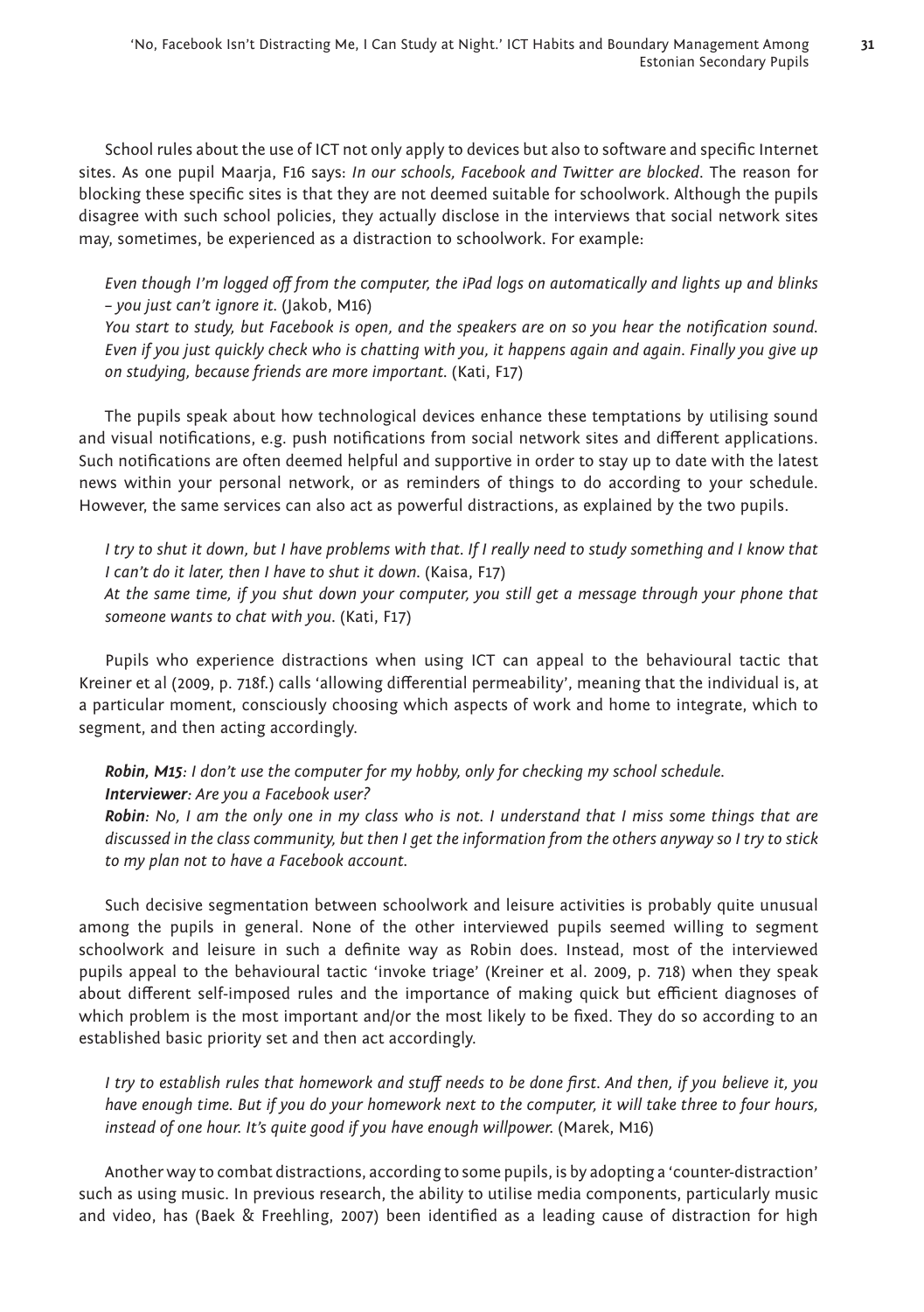School rules about the use of ICT not only apply to devices but also to software and specific Internet sites. As one pupil Maarja, F16 says: *In our schools, Facebook and Twitter are blocked*. The reason for blocking these specific sites is that they are not deemed suitable for schoolwork. Although the pupils disagree with such school policies, they actually disclose in the interviews that social network sites may, sometimes, be experienced as a distraction to schoolwork. For example:

*Even though I'm logged off from the computer, the iPad logs on automatically and lights up and blinks – you just can't ignore it.* (Jakob, M16)
*You start to study, but Facebook is open, and the speakers are on so you hear the notification sound. Even if you just quickly check who is chatting with you, it happens again and again. Finally you give up on studying, because friends are more important.* (Kati, F17)

The pupils speak about how technological devices enhance these temptations by utilising sound and visual notifications, e.g. push notifications from social network sites and different applications. Such notifications are often deemed helpful and supportive in order to stay up to date with the latest news within your personal network, or as reminders of things to do according to your schedule. However, the same services can also act as powerful distractions, as explained by the two pupils.

*I try to shut it down, but I have problems with that. If I really need to study something and I know that I can't do it later, then I have to shut it down.* (Kaisa, F17)
*At the same time, if you shut down your computer, you still get a message through your phone that someone wants to chat with you.* (Kati, F17)

Pupils who experience distractions when using ICT can appeal to the behavioural tactic that Kreiner et al (2009, p. 718f.) calls 'allowing differential permeability', meaning that the individual is, at a particular moment, consciously choosing which aspects of work and home to integrate, which to segment, and then acting accordingly.

***Robin, M15****: I don't use the computer for my hobby, only for checking my school schedule.*
***Interviewer****: Are you a Facebook user?*
***Robin****: No, I am the only one in my class who is not. I understand that I miss some things that are discussed in the class community, but then I get the information from the others anyway so I try to stick to my plan not to have a Facebook account.*

Such decisive segmentation between schoolwork and leisure activities is probably quite unusual among the pupils in general. None of the other interviewed pupils seemed willing to segment schoolwork and leisure in such a definite way as Robin does. Instead, most of the interviewed pupils appeal to the behavioural tactic 'invoke triage' (Kreiner et al. 2009, p. 718) when they speak about different self-imposed rules and the importance of making quick but efficient diagnoses of which problem is the most important and/or the most likely to be fixed. They do so according to an established basic priority set and then act accordingly.

*I try to establish rules that homework and stuff needs to be done first. And then, if you believe it, you have enough time. But if you do your homework next to the computer, it will take three to four hours, instead of one hour. It's quite good if you have enough willpower.* (Marek, M16)

Another way to combat distractions, according to some pupils, is by adopting a 'counter-distraction' such as using music. In previous research, the ability to utilise media components, particularly music and video, has (Baek & Freehling, 2007) been identified as a leading cause of distraction for high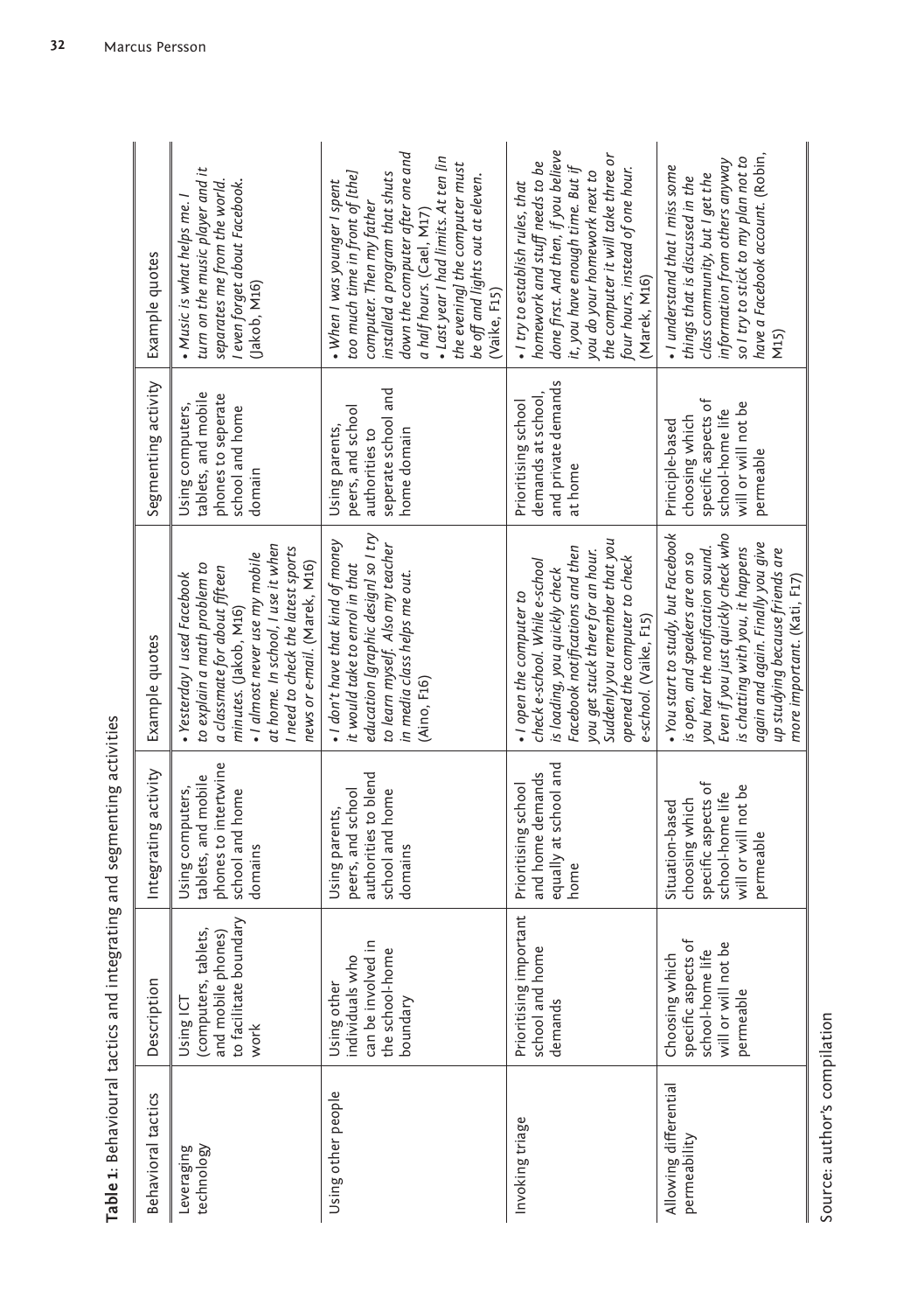**Table 1**: Behavioural tactics and integrating and segmenting activities

| Behavioral tactics | Description | Integrating activity | Example quotes | Segmenting activity | Example quotes |
|---|---|---|---|---|---|
| Leveraging technology | Using ICT (computers, tablets, and mobile phones) to facilitate boundary work | Using computers, tablets, and mobile phones to intertwine school and home domains | • *Yesterday I used Facebook to explain a math problem to a classmate for about fifteen minutes.* (Jakob, M16) • *I almost never use my mobile at home. In school, I use it when I need to check the latest sports news or e-mail.* (Marek, M16) | Using computers, tablets, and mobile phones to seperate school and home domain | • *Music is what helps me. I turn on the music player and it separates me from the world. I even forget about Facebook.* (Jakob, M16) |
| Using other people | Using other individuals who can be involved in the school-home boundary | Using parents, peers, and school authorities to blend school and home domains | • *I don't have that kind of money it would take to enrol in that education [graphic design] so I try to learn myself. Also my teacher in media class helps me out.* (Aino, F16) | Using parents, peers, and school authorities to seperate school and home domain | • *When I was younger I spent too much time in front of [the] computer. Then my father installed a program that shuts down the computer after one and a half hours.* (Cael, M17) • *Last year I had limits. At ten [in the evening] the computer must be off and lights out at eleven.* (Vaike, F15) |
| Invoking triage | Prioritising important school and home demands | Prioritising school and home demands equally at school and home | • *I open the computer to check e-school. While e-school is loading, you quickly check Facebook notifications and then you get stuck there for an hour. Suddenly you remember that you opened the computer to check e-school.* (Vaike, F15) | Prioritising school demands at school, and private demands at home | • *I try to establish rules, that homework and stuff needs to be done first. And then, if you believe it, you have enough time. But if you do your homework next to the computer it will take three or four hours, instead of one hour.* (Marek, M16) |
| Allowing differential permeability | Choosing which specific aspects of school-home life will or will not be permeable | Situation-based choosing which specific aspects of school-home life will or will not be permeable | • *You start to study, but Facebook is open, and speakers are on so you hear the notification sound. Even if you just quickly check who is chatting with you, it happens again and again. Finally you give up studying because friends are more important.* (Kati, F17) | Principle-based choosing which specific aspects of school-home life will or will not be permeable | • *I understand that I miss some things that is discussed in the class community, but I get the information from others anyway so I try to stick to my plan not to have a Facebook account.* (Robin, M15) |

Source: author's compilation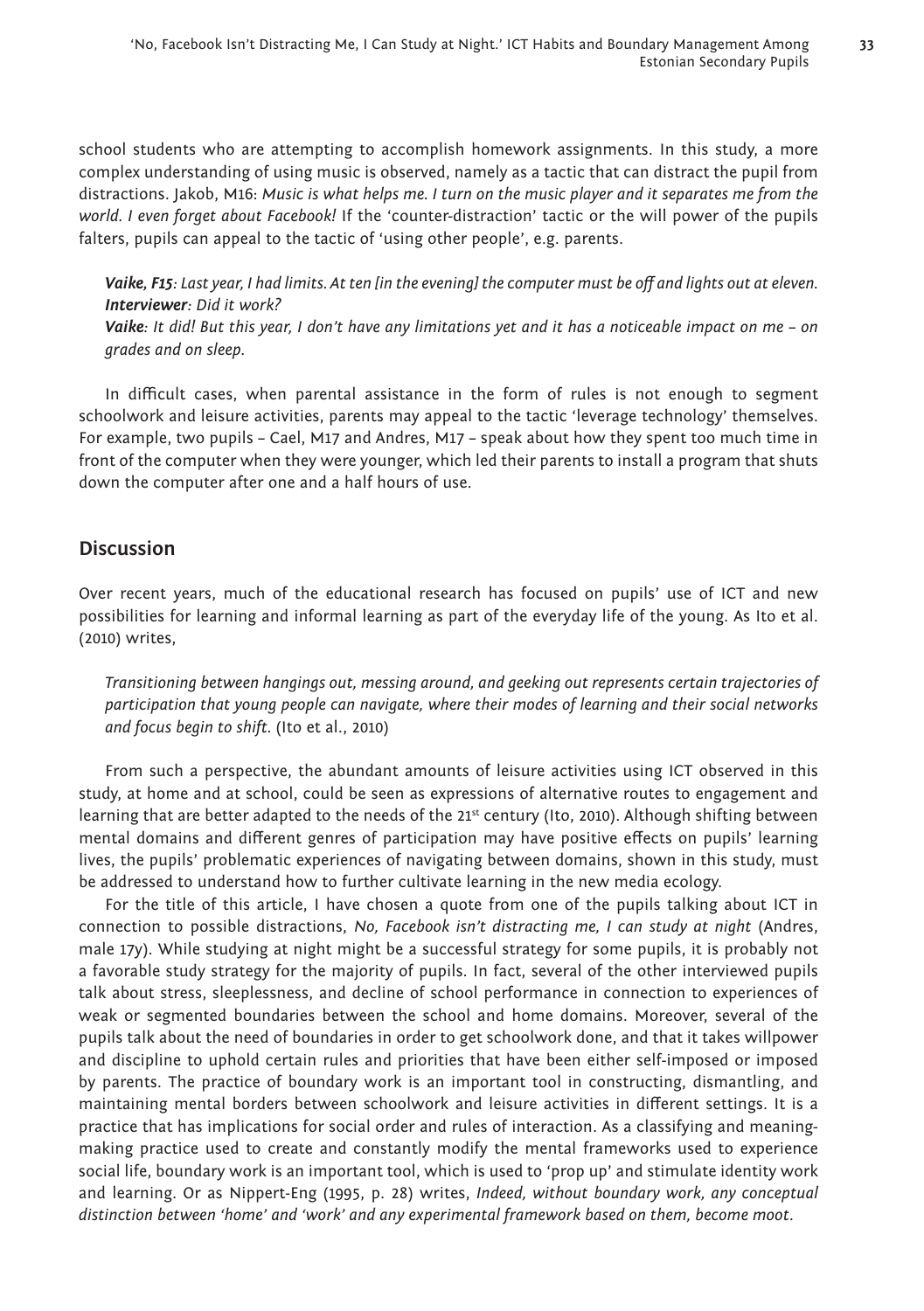school students who are attempting to accomplish homework assignments. In this study, a more complex understanding of using music is observed, namely as a tactic that can distract the pupil from distractions. Jakob, M16: *Music is what helps me. I turn on the music player and it separates me from the world. I even forget about Facebook!* If the 'counter-distraction' tactic or the will power of the pupils falters, pupils can appeal to the tactic of 'using other people', e.g. parents.

> ***Vaike, F15****: Last year, I had limits. At ten [in the evening] the computer must be off and lights out at eleven.*
> ***Interviewer****: Did it work?*
> ***Vaike****: It did! But this year, I don't have any limitations yet and it has a noticeable impact on me – on grades and on sleep.*

In difficult cases, when parental assistance in the form of rules is not enough to segment schoolwork and leisure activities, parents may appeal to the tactic 'leverage technology' themselves. For example, two pupils – Cael, M17 and Andres, M17 – speak about how they spent too much time in front of the computer when they were younger, which led their parents to install a program that shuts down the computer after one and a half hours of use.

## Discussion

Over recent years, much of the educational research has focused on pupils' use of ICT and new possibilities for learning and informal learning as part of the everyday life of the young. As Ito et al. (2010) writes,

> *Transitioning between hangings out, messing around, and geeking out represents certain trajectories of participation that young people can navigate, where their modes of learning and their social networks and focus begin to shift.* (Ito et al., 2010)

From such a perspective, the abundant amounts of leisure activities using ICT observed in this study, at home and at school, could be seen as expressions of alternative routes to engagement and learning that are better adapted to the needs of the 21st century (Ito, 2010). Although shifting between mental domains and different genres of participation may have positive effects on pupils' learning lives, the pupils' problematic experiences of navigating between domains, shown in this study, must be addressed to understand how to further cultivate learning in the new media ecology.

For the title of this article, I have chosen a quote from one of the pupils talking about ICT in connection to possible distractions, *No, Facebook isn't distracting me, I can study at night* (Andres, male 17y). While studying at night might be a successful strategy for some pupils, it is probably not a favorable study strategy for the majority of pupils. In fact, several of the other interviewed pupils talk about stress, sleeplessness, and decline of school performance in connection to experiences of weak or segmented boundaries between the school and home domains. Moreover, several of the pupils talk about the need of boundaries in order to get schoolwork done, and that it takes willpower and discipline to uphold certain rules and priorities that have been either self-imposed or imposed by parents. The practice of boundary work is an important tool in constructing, dismantling, and maintaining mental borders between schoolwork and leisure activities in different settings. It is a practice that has implications for social order and rules of interaction. As a classifying and meaning-making practice used to create and constantly modify the mental frameworks used to experience social life, boundary work is an important tool, which is used to 'prop up' and stimulate identity work and learning. Or as Nippert-Eng (1995, p. 28) writes, *Indeed, without boundary work, any conceptual distinction between 'home' and 'work' and any experimental framework based on them, become moot.*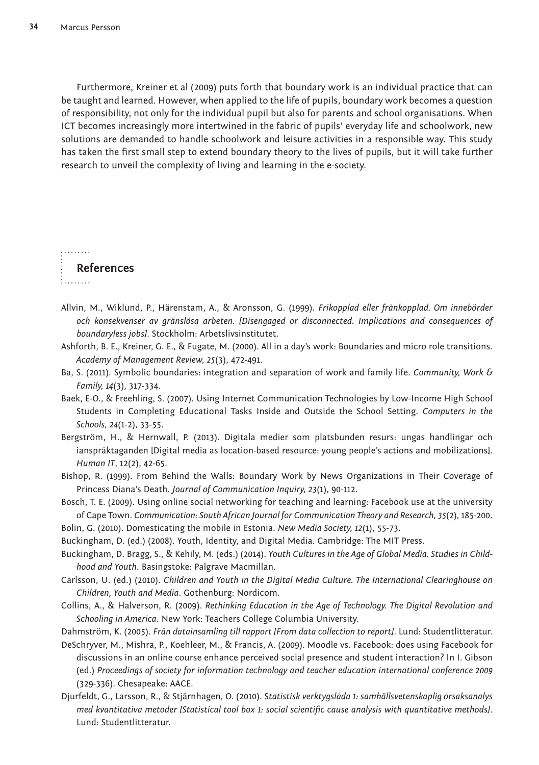Furthermore, Kreiner et al (2009) puts forth that boundary work is an individual practice that can be taught and learned. However, when applied to the life of pupils, boundary work becomes a question of responsibility, not only for the individual pupil but also for parents and school organisations. When ICT becomes increasingly more intertwined in the fabric of pupils' everyday life and schoolwork, new solutions are demanded to handle schoolwork and leisure activities in a responsible way. This study has taken the first small step to extend boundary theory to the lives of pupils, but it will take further research to unveil the complexity of living and learning in the e-society.

## References

Allvin, M., Wiklund, P., Härenstam, A., & Aronsson, G. (1999). *Frikopplad eller frånkopplad. Om innebörder och konsekvenser av gränslösa arbeten. [Disengaged or disconnected. Implications and consequences of boundaryless jobs]*. Stockholm: Arbetslivsinstitutet.

Ashforth, B. E., Kreiner, G. E., & Fugate, M. (2000). All in a day's work: Boundaries and micro role transitions. *Academy of Management Review, 25*(3), 472-491.

Ba, S. (2011). Symbolic boundaries: integration and separation of work and family life. *Community, Work & Family, 14*(3), 317-334.

Baek, E-O., & Freehling, S. (2007). Using Internet Communication Technologies by Low-Income High School Students in Completing Educational Tasks Inside and Outside the School Setting. *Computers in the Schools, 24*(1-2), 33-55.

Bergström, H., & Hernwall, P. (2013). Digitala medier som platsbunden resurs: ungas handlingar och ianspråktaganden [Digital media as location-based resource: young people's actions and mobilizations]. *Human IT*, 12(2), 42-65.

Bishop, R. (1999). From Behind the Walls: Boundary Work by News Organizations in Their Coverage of Princess Diana's Death. *Journal of Communication Inquiry, 23*(1), 90-112.

Bosch, T. E. (2009). Using online social networking for teaching and learning: Facebook use at the university of Cape Town. *Communication: South African Journal for Communication Theory and Research, 35*(2), 185-200.

Bolin, G. (2010). Domesticating the mobile in Estonia. *New Media Society, 12*(1), 55-73.

Buckingham, D. (ed.) (2008). Youth, Identity, and Digital Media. Cambridge: The MIT Press.

Buckingham, D. Bragg, S., & Kehily, M. (eds.) (2014). *Youth Cultures in the Age of Global Media. Studies in Childhood and Youth*. Basingstoke: Palgrave Macmillan.

Carlsson, U. (ed.) (2010). *Children and Youth in the Digital Media Culture. The International Clearinghouse on Children, Youth and Media*. Gothenburg: Nordicom.

Collins, A., & Halverson, R. (2009). *Rethinking Education in the Age of Technology. The Digital Revolution and Schooling in America*. New York: Teachers College Columbia University.

Dahmström, K. (2005). *Från datainsamling till rapport [From data collection to report]*. Lund: Studentlitteratur.

DeSchryver, M., Mishra, P., Koehleer, M., & Francis, A. (2009). Moodle vs. Facebook: does using Facebook for discussions in an online course enhance perceived social presence and student interaction? In I. Gibson (ed.) *Proceedings of society for information technology and teacher education international conference 2009* (329-336). Chesapeake: AACE.

Djurfeldt, G., Larsson, R., & Stjärnhagen, O. (2010). *Statistisk verktygslåda 1: samhällsvetenskaplig orsaksanalys med kvantitativa metoder [Statistical tool box 1: social scientific cause analysis with quantitative methods]*. Lund: Studentlitteratur.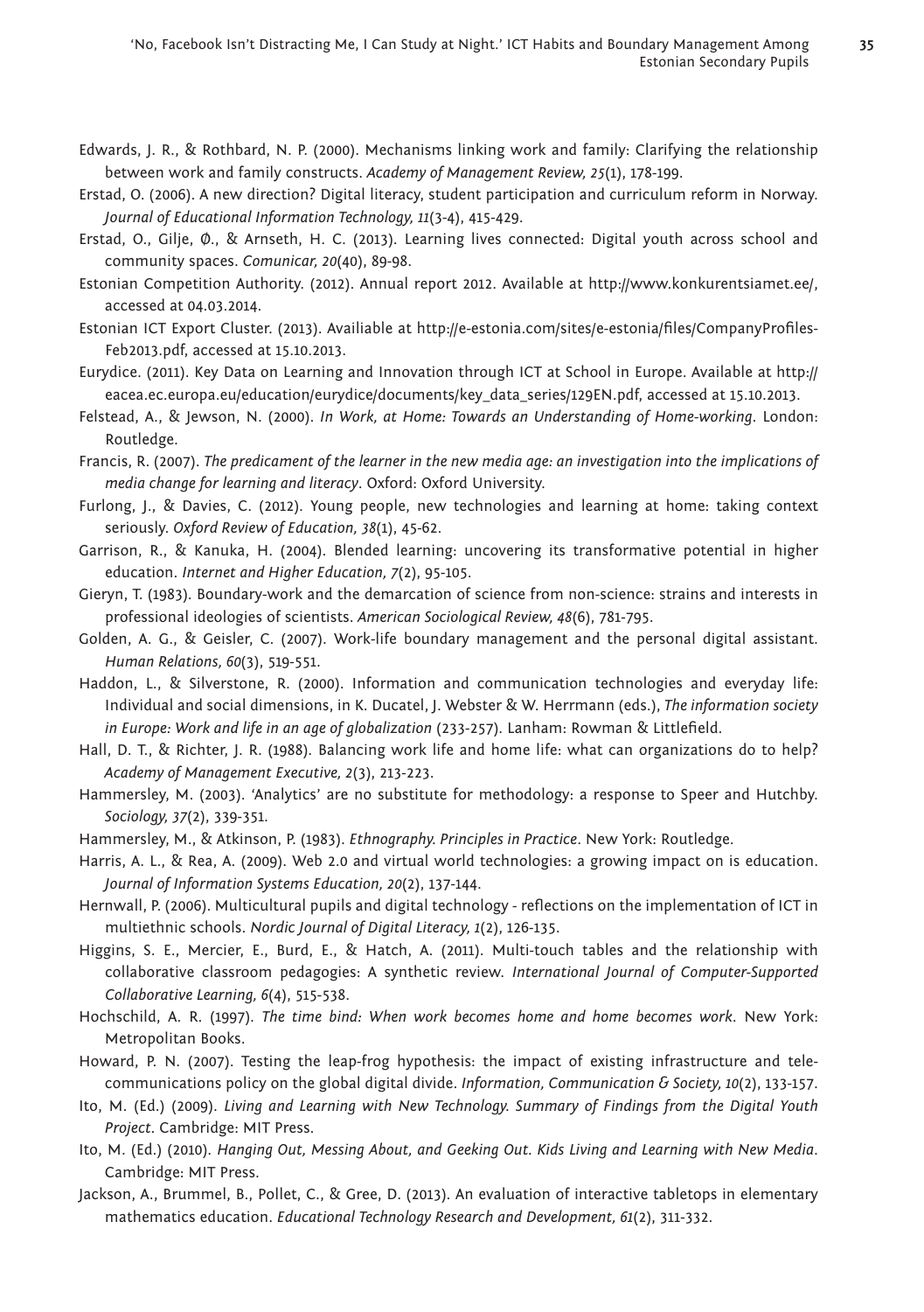Edwards, J. R., & Rothbard, N. P. (2000). Mechanisms linking work and family: Clarifying the relationship between work and family constructs. *Academy of Management Review, 25*(1), 178-199.

Erstad, O. (2006). A new direction? Digital literacy, student participation and curriculum reform in Norway. *Journal of Educational Information Technology, 11*(3-4), 415-429.

Erstad, O., Gilje, Ø., & Arnseth, H. C. (2013). Learning lives connected: Digital youth across school and community spaces. *Comunicar, 20*(40), 89-98.

Estonian Competition Authority. (2012). Annual report 2012. Available at http://www.konkurentsiamet.ee/, accessed at 04.03.2014.

Estonian ICT Export Cluster. (2013). Availiable at http://e-estonia.com/sites/e-estonia/files/CompanyProfiles-Feb2013.pdf, accessed at 15.10.2013.

Eurydice. (2011). Key Data on Learning and Innovation through ICT at School in Europe. Available at http://eacea.ec.europa.eu/education/eurydice/documents/key_data_series/129EN.pdf, accessed at 15.10.2013.

Felstead, A., & Jewson, N. (2000). *In Work, at Home: Towards an Understanding of Home-working*. London: Routledge.

Francis, R. (2007). *The predicament of the learner in the new media age: an investigation into the implications of media change for learning and literacy*. Oxford: Oxford University.

Furlong, J., & Davies, C. (2012). Young people, new technologies and learning at home: taking context seriously. *Oxford Review of Education, 38*(1), 45-62.

Garrison, R., & Kanuka, H. (2004). Blended learning: uncovering its transformative potential in higher education. *Internet and Higher Education, 7*(2), 95-105.

Gieryn, T. (1983). Boundary-work and the demarcation of science from non-science: strains and interests in professional ideologies of scientists. *American Sociological Review, 48*(6), 781-795.

Golden, A. G., & Geisler, C. (2007). Work-life boundary management and the personal digital assistant. *Human Relations, 60*(3), 519-551.

Haddon, L., & Silverstone, R. (2000). Information and communication technologies and everyday life: Individual and social dimensions, in K. Ducatel, J. Webster & W. Herrmann (eds.), *The information society in Europe: Work and life in an age of globalization* (233-257). Lanham: Rowman & Littlefield.

Hall, D. T., & Richter, J. R. (1988). Balancing work life and home life: what can organizations do to help? *Academy of Management Executive, 2*(3), 213-223.

Hammersley, M. (2003). 'Analytics' are no substitute for methodology: a response to Speer and Hutchby. *Sociology, 37*(2), 339-351.

Hammersley, M., & Atkinson, P. (1983). *Ethnography. Principles in Practice*. New York: Routledge.

Harris, A. L., & Rea, A. (2009). Web 2.0 and virtual world technologies: a growing impact on is education. *Journal of Information Systems Education, 20*(2), 137-144.

Hernwall, P. (2006). Multicultural pupils and digital technology - reflections on the implementation of ICT in multiethnic schools. *Nordic Journal of Digital Literacy, 1*(2), 126-135.

Higgins, S. E., Mercier, E., Burd, E., & Hatch, A. (2011). Multi-touch tables and the relationship with collaborative classroom pedagogies: A synthetic review. *International Journal of Computer-Supported Collaborative Learning, 6*(4), 515-538.

Hochschild, A. R. (1997). *The time bind: When work becomes home and home becomes work*. New York: Metropolitan Books.

Howard, P. N. (2007). Testing the leap-frog hypothesis: the impact of existing infrastructure and telecommunications policy on the global digital divide. *Information, Communication & Society, 10*(2), 133-157.

Ito, M. (Ed.) (2009). *Living and Learning with New Technology. Summary of Findings from the Digital Youth Project*. Cambridge: MIT Press.

Ito, M. (Ed.) (2010). *Hanging Out, Messing About, and Geeking Out. Kids Living and Learning with New Media*. Cambridge: MIT Press.

Jackson, A., Brummel, B., Pollet, C., & Gree, D. (2013). An evaluation of interactive tabletops in elementary mathematics education. *Educational Technology Research and Development, 61*(2), 311-332.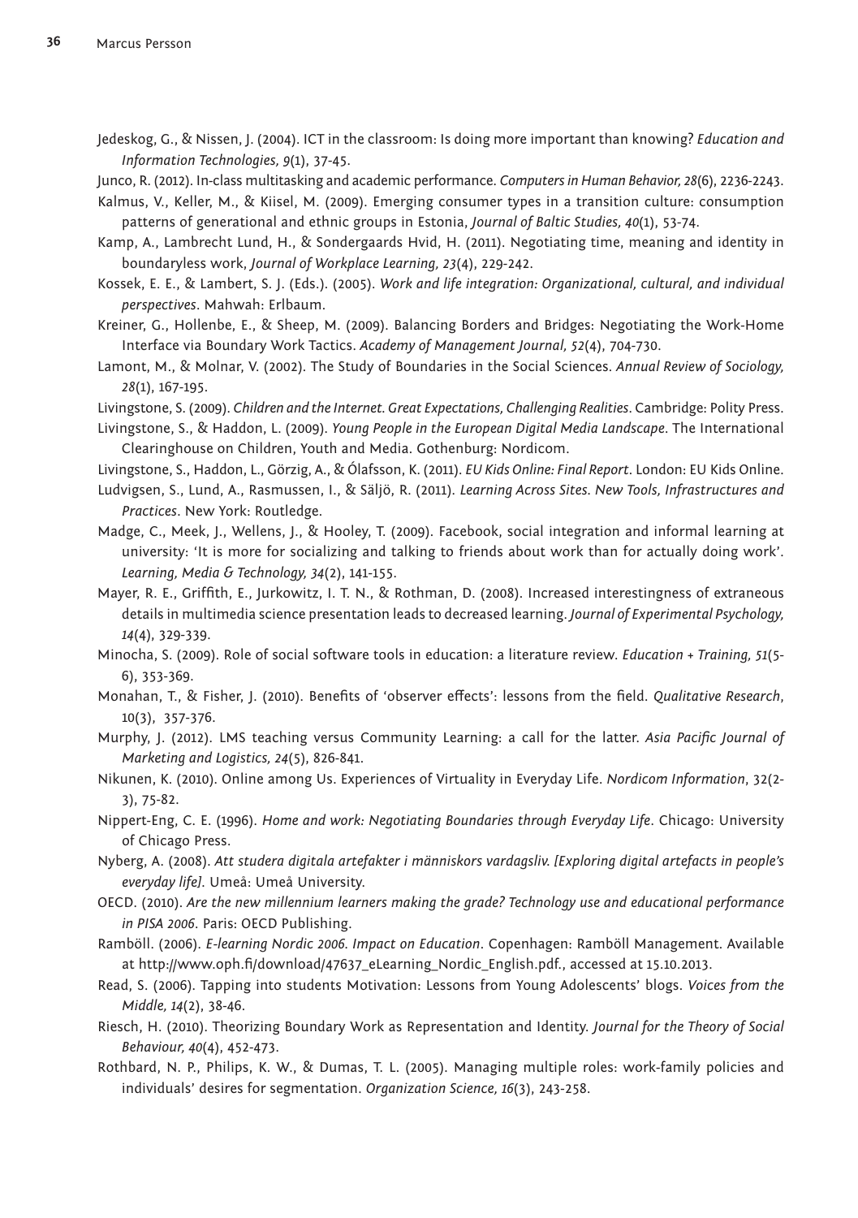Jedeskog, G., & Nissen, J. (2004). ICT in the classroom: Is doing more important than knowing? *Education and Information Technologies, 9*(1), 37-45.

Junco, R. (2012). In-class multitasking and academic performance. *Computers in Human Behavior, 28*(6), 2236-2243.

Kalmus, V., Keller, M., & Kiisel, M. (2009). Emerging consumer types in a transition culture: consumption patterns of generational and ethnic groups in Estonia, *Journal of Baltic Studies, 40*(1), 53-74.

Kamp, A., Lambrecht Lund, H., & Sondergaards Hvid, H. (2011). Negotiating time, meaning and identity in boundaryless work, *Journal of Workplace Learning, 23*(4), 229-242.

Kossek, E. E., & Lambert, S. J. (Eds.). (2005). *Work and life integration: Organizational, cultural, and individual perspectives*. Mahwah: Erlbaum.

Kreiner, G., Hollenbe, E., & Sheep, M. (2009). Balancing Borders and Bridges: Negotiating the Work-Home Interface via Boundary Work Tactics. *Academy of Management Journal, 52*(4), 704-730.

Lamont, M., & Molnar, V. (2002). The Study of Boundaries in the Social Sciences. *Annual Review of Sociology, 28*(1), 167-195.

Livingstone, S. (2009). *Children and the Internet. Great Expectations, Challenging Realities*. Cambridge: Polity Press.

Livingstone, S., & Haddon, L. (2009). *Young People in the European Digital Media Landscape*. The International Clearinghouse on Children, Youth and Media. Gothenburg: Nordicom.

Livingstone, S., Haddon, L., Görzig, A., & Ólafsson, K. (2011). *EU Kids Online: Final Report*. London: EU Kids Online.

Ludvigsen, S., Lund, A., Rasmussen, I., & Säljö, R. (2011). *Learning Across Sites. New Tools, Infrastructures and Practices*. New York: Routledge.

Madge, C., Meek, J., Wellens, J., & Hooley, T. (2009). Facebook, social integration and informal learning at university: 'It is more for socializing and talking to friends about work than for actually doing work'. *Learning, Media & Technology, 34*(2), 141-155.

Mayer, R. E., Griffith, E., Jurkowitz, I. T. N., & Rothman, D. (2008). Increased interestingness of extraneous details in multimedia science presentation leads to decreased learning. *Journal of Experimental Psychology, 14*(4), 329-339.

Minocha, S. (2009). Role of social software tools in education: a literature review. *Education + Training, 51*(5-6), 353-369.

Monahan, T., & Fisher, J. (2010). Benefits of 'observer effects': lessons from the field. *Qualitative Research*, 10(3), 357-376.

Murphy, J. (2012). LMS teaching versus Community Learning: a call for the latter. *Asia Pacific Journal of Marketing and Logistics, 24*(5), 826-841.

Nikunen, K. (2010). Online among Us. Experiences of Virtuality in Everyday Life. *Nordicom Information*, 32(2-3), 75-82.

Nippert-Eng, C. E. (1996). *Home and work: Negotiating Boundaries through Everyday Life*. Chicago: University of Chicago Press.

Nyberg, A. (2008). *Att studera digitala artefakter i människors vardagsliv. [Exploring digital artefacts in people's everyday life]*. Umeå: Umeå University.

OECD. (2010). *Are the new millennium learners making the grade? Technology use and educational performance in PISA 2006*. Paris: OECD Publishing.

Ramböll. (2006). *E-learning Nordic 2006. Impact on Education*. Copenhagen: Ramböll Management. Available at http://www.oph.fi/download/47637_eLearning_Nordic_English.pdf., accessed at 15.10.2013.

Read, S. (2006). Tapping into students Motivation: Lessons from Young Adolescents' blogs. *Voices from the Middle, 14*(2), 38-46.

Riesch, H. (2010). Theorizing Boundary Work as Representation and Identity. *Journal for the Theory of Social Behaviour, 40*(4), 452-473.

Rothbard, N. P., Philips, K. W., & Dumas, T. L. (2005). Managing multiple roles: work-family policies and individuals' desires for segmentation. *Organization Science, 16*(3), 243-258.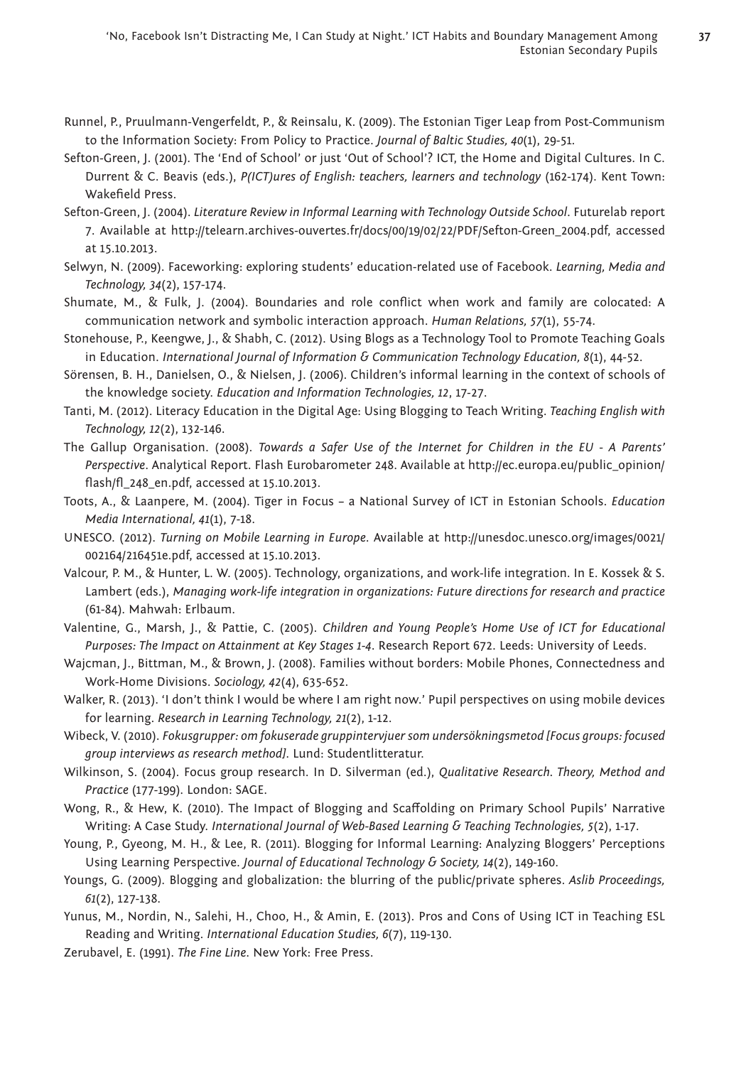Runnel, P., Pruulmann-Vengerfeldt, P., & Reinsalu, K. (2009). The Estonian Tiger Leap from Post-Communism to the Information Society: From Policy to Practice. *Journal of Baltic Studies, 40*(1), 29-51.

Sefton-Green, J. (2001). The 'End of School' or just 'Out of School'? ICT, the Home and Digital Cultures. In C. Durrent & C. Beavis (eds.), *P(ICT)ures of English: teachers, learners and technology* (162-174). Kent Town: Wakefield Press.

Sefton-Green, J. (2004). *Literature Review in Informal Learning with Technology Outside School*. Futurelab report 7. Available at http://telearn.archives-ouvertes.fr/docs/00/19/02/22/PDF/Sefton-Green_2004.pdf, accessed at 15.10.2013.

Selwyn, N. (2009). Faceworking: exploring students' education-related use of Facebook. *Learning, Media and Technology, 34*(2), 157-174.

Shumate, M., & Fulk, J. (2004). Boundaries and role conflict when work and family are colocated: A communication network and symbolic interaction approach. *Human Relations, 57*(1), 55-74.

Stonehouse, P., Keengwe, J., & Shabh, C. (2012). Using Blogs as a Technology Tool to Promote Teaching Goals in Education. *International Journal of Information & Communication Technology Education, 8*(1), 44-52.

Sörensen, B. H., Danielsen, O., & Nielsen, J. (2006). Children's informal learning in the context of schools of the knowledge society. *Education and Information Technologies, 12*, 17-27.

Tanti, M. (2012). Literacy Education in the Digital Age: Using Blogging to Teach Writing. *Teaching English with Technology, 12*(2), 132-146.

The Gallup Organisation. (2008). *Towards a Safer Use of the Internet for Children in the EU - A Parents' Perspective*. Analytical Report. Flash Eurobarometer 248. Available at http://ec.europa.eu/public_opinion/flash/fl_248_en.pdf, accessed at 15.10.2013.

Toots, A., & Laanpere, M. (2004). Tiger in Focus – a National Survey of ICT in Estonian Schools. *Education Media International, 41*(1), 7-18.

UNESCO. (2012). *Turning on Mobile Learning in Europe*. Available at http://unesdoc.unesco.org/images/0021/002164/216451e.pdf, accessed at 15.10.2013.

Valcour, P. M., & Hunter, L. W. (2005). Technology, organizations, and work-life integration. In E. Kossek & S. Lambert (eds.), *Managing work-life integration in organizations: Future directions for research and practice* (61-84). Mahwah: Erlbaum.

Valentine, G., Marsh, J., & Pattie, C. (2005). *Children and Young People's Home Use of ICT for Educational Purposes: The Impact on Attainment at Key Stages 1-4*. Research Report 672. Leeds: University of Leeds.

Wajcman, J., Bittman, M., & Brown, J. (2008). Families without borders: Mobile Phones, Connectedness and Work-Home Divisions. *Sociology, 42*(4), 635-652.

Walker, R. (2013). 'I don't think I would be where I am right now.' Pupil perspectives on using mobile devices for learning. *Research in Learning Technology, 21*(2), 1-12.

Wibeck, V. (2010). *Fokusgrupper: om fokuserade gruppintervjuer som undersökningsmetod [Focus groups: focused group interviews as research method]*. Lund: Studentlitteratur.

Wilkinson, S. (2004). Focus group research. In D. Silverman (ed.), *Qualitative Research. Theory, Method and Practice* (177-199). London: SAGE.

Wong, R., & Hew, K. (2010). The Impact of Blogging and Scaffolding on Primary School Pupils' Narrative Writing: A Case Study. *International Journal of Web-Based Learning & Teaching Technologies, 5*(2), 1-17.

Young, P., Gyeong, M. H., & Lee, R. (2011). Blogging for Informal Learning: Analyzing Bloggers' Perceptions Using Learning Perspective. *Journal of Educational Technology & Society, 14*(2), 149-160.

Youngs, G. (2009). Blogging and globalization: the blurring of the public/private spheres. *Aslib Proceedings, 61*(2), 127-138.

Yunus, M., Nordin, N., Salehi, H., Choo, H., & Amin, E. (2013). Pros and Cons of Using ICT in Teaching ESL Reading and Writing. *International Education Studies, 6*(7), 119-130.

Zerubavel, E. (1991). *The Fine Line*. New York: Free Press.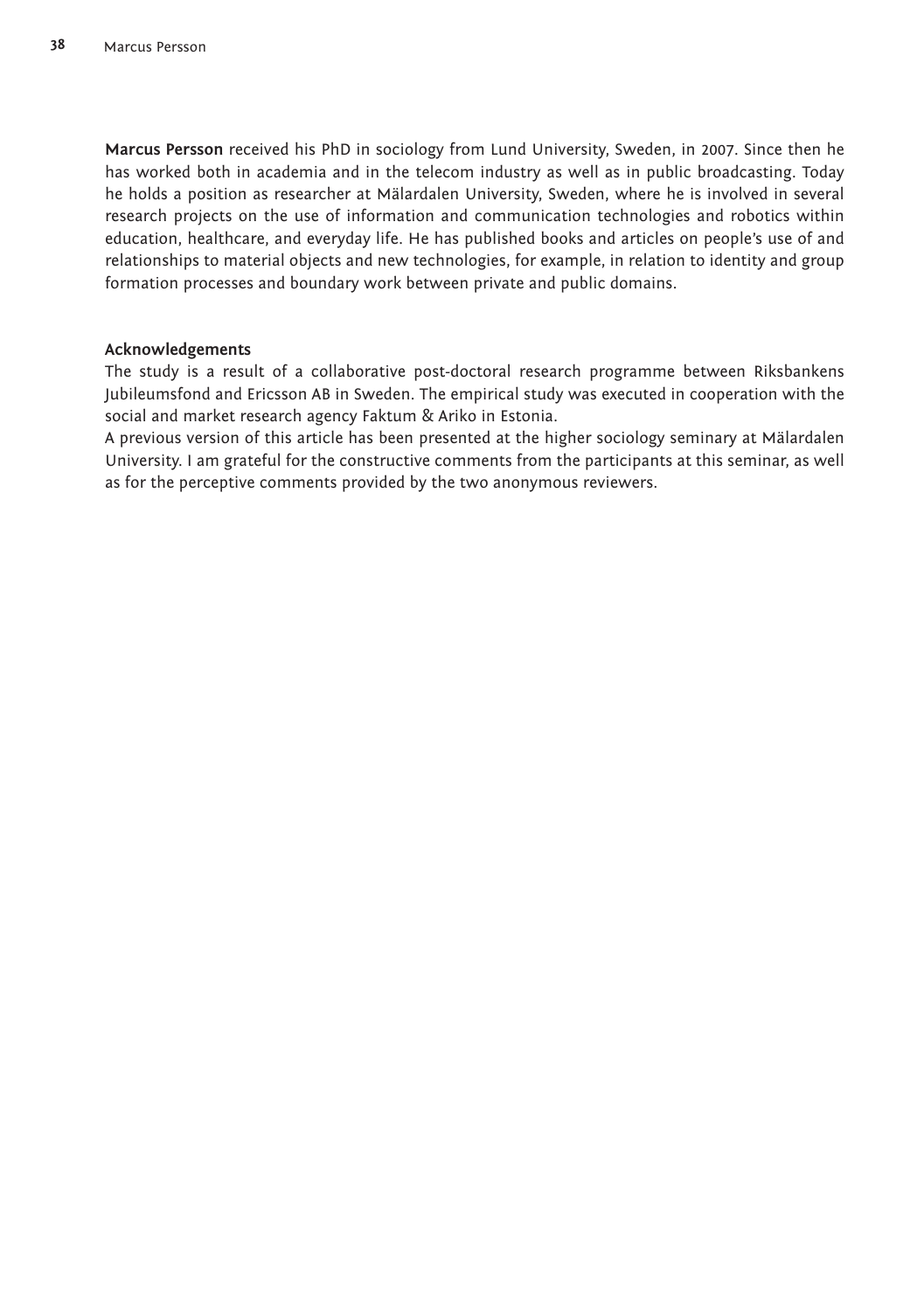**Marcus Persson** received his PhD in sociology from Lund University, Sweden, in 2007. Since then he has worked both in academia and in the telecom industry as well as in public broadcasting. Today he holds a position as researcher at Mälardalen University, Sweden, where he is involved in several research projects on the use of information and communication technologies and robotics within education, healthcare, and everyday life. He has published books and articles on people's use of and relationships to material objects and new technologies, for example, in relation to identity and group formation processes and boundary work between private and public domains.

**Acknowledgements**

The study is a result of a collaborative post-doctoral research programme between Riksbankens Jubileumsfond and Ericsson AB in Sweden. The empirical study was executed in cooperation with the social and market research agency Faktum & Ariko in Estonia.

A previous version of this article has been presented at the higher sociology seminary at Mälardalen University. I am grateful for the constructive comments from the participants at this seminar, as well as for the perceptive comments provided by the two anonymous reviewers.